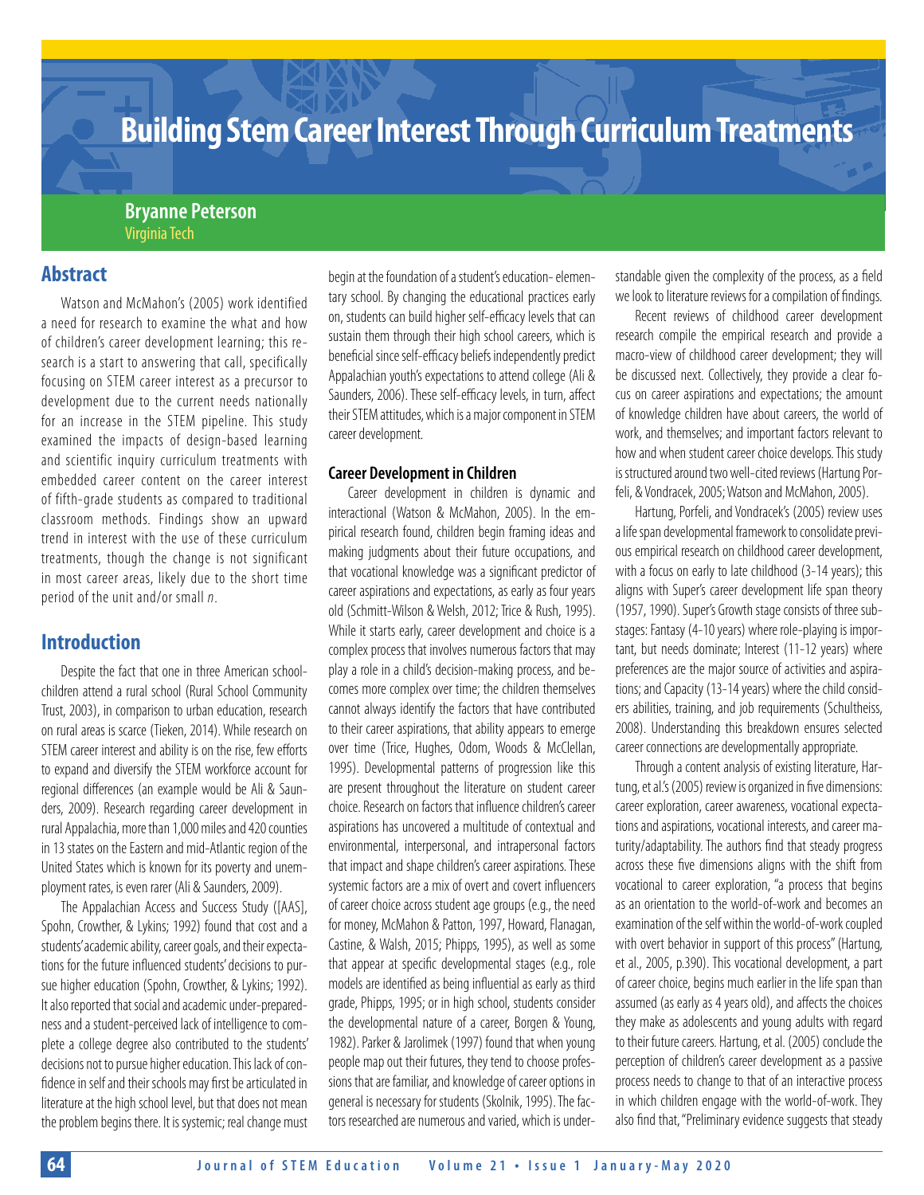# Building Stem Career Interest Through Curriculum Treatments

**Bryanne Peterson**
Virginia Tech

## Abstract

Watson and McMahon's (2005) work identified a need for research to examine the what and how of children's career development learning; this research is a start to answering that call, specifically focusing on STEM career interest as a precursor to development due to the current needs nationally for an increase in the STEM pipeline. This study examined the impacts of design-based learning and scientific inquiry curriculum treatments with embedded career content on the career interest of fifth-grade students as compared to traditional classroom methods. Findings show an upward trend in interest with the use of these curriculum treatments, though the change is not significant in most career areas, likely due to the short time period of the unit and/or small *n*.

## Introduction

Despite the fact that one in three American schoolchildren attend a rural school (Rural School Community Trust, 2003), in comparison to urban education, research on rural areas is scarce (Tieken, 2014). While research on STEM career interest and ability is on the rise, few efforts to expand and diversify the STEM workforce account for regional differences (an example would be Ali & Saunders, 2009). Research regarding career development in rural Appalachia, more than 1,000 miles and 420 counties in 13 states on the Eastern and mid-Atlantic region of the United States which is known for its poverty and unemployment rates, is even rarer (Ali & Saunders, 2009).

The Appalachian Access and Success Study ([AAS], Spohn, Crowther, & Lykins; 1992) found that cost and a students' academic ability, career goals, and their expectations for the future influenced students' decisions to pursue higher education (Spohn, Crowther, & Lykins; 1992). It also reported that social and academic under-preparedness and a student-perceived lack of intelligence to complete a college degree also contributed to the students' decisions not to pursue higher education. This lack of confidence in self and their schools may first be articulated in literature at the high school level, but that does not mean the problem begins there. It is systemic; real change must begin at the foundation of a student's education- elementary school. By changing the educational practices early on, students can build higher self-efficacy levels that can sustain them through their high school careers, which is beneficial since self-efficacy beliefs independently predict Appalachian youth's expectations to attend college (Ali & Saunders, 2006). These self-efficacy levels, in turn, affect their STEM attitudes, which is a major component in STEM career development.

### Career Development in Children

Career development in children is dynamic and interactional (Watson & McMahon, 2005). In the empirical research found, children begin framing ideas and making judgments about their future occupations, and that vocational knowledge was a significant predictor of career aspirations and expectations, as early as four years old (Schmitt-Wilson & Welsh, 2012; Trice & Rush, 1995). While it starts early, career development and choice is a complex process that involves numerous factors that may play a role in a child's decision-making process, and becomes more complex over time; the children themselves cannot always identify the factors that have contributed to their career aspirations, that ability appears to emerge over time (Trice, Hughes, Odom, Woods & McClellan, 1995). Developmental patterns of progression like this are present throughout the literature on student career choice. Research on factors that influence children's career aspirations has uncovered a multitude of contextual and environmental, interpersonal, and intrapersonal factors that impact and shape children's career aspirations. These systemic factors are a mix of overt and covert influencers of career choice across student age groups (e.g., the need for money, McMahon & Patton, 1997, Howard, Flanagan, Castine, & Walsh, 2015; Phipps, 1995), as well as some that appear at specific developmental stages (e.g., role models are identified as being influential as early as third grade, Phipps, 1995; or in high school, students consider the developmental nature of a career, Borgen & Young, 1982). Parker & Jarolimek (1997) found that when young people map out their futures, they tend to choose professions that are familiar, and knowledge of career options in general is necessary for students (Skolnik, 1995). The factors researched are numerous and varied, which is understandable given the complexity of the process, as a field we look to literature reviews for a compilation of findings.

Recent reviews of childhood career development research compile the empirical research and provide a macro-view of childhood career development; they will be discussed next. Collectively, they provide a clear focus on career aspirations and expectations; the amount of knowledge children have about careers, the world of work, and themselves; and important factors relevant to how and when student career choice develops. This study is structured around two well-cited reviews (Hartung Porfeli, & Vondracek, 2005; Watson and McMahon, 2005).

Hartung, Porfeli, and Vondracek's (2005) review uses a life span developmental framework to consolidate previous empirical research on childhood career development, with a focus on early to late childhood (3-14 years); this aligns with Super's career development life span theory (1957, 1990). Super's Growth stage consists of three substages: Fantasy (4-10 years) where role-playing is important, but needs dominate; Interest (11-12 years) where preferences are the major source of activities and aspirations; and Capacity (13-14 years) where the child considers abilities, training, and job requirements (Schultheiss, 2008). Understanding this breakdown ensures selected career connections are developmentally appropriate.

Through a content analysis of existing literature, Hartung, et al.'s (2005) review is organized in five dimensions: career exploration, career awareness, vocational expectations and aspirations, vocational interests, and career maturity/adaptability. The authors find that steady progress across these five dimensions aligns with the shift from vocational to career exploration, "a process that begins as an orientation to the world-of-work and becomes an examination of the self within the world-of-work coupled with overt behavior in support of this process" (Hartung, et al., 2005, p.390). This vocational development, a part of career choice, begins much earlier in the life span than assumed (as early as 4 years old), and affects the choices they make as adolescents and young adults with regard to their future careers. Hartung, et al. (2005) conclude the perception of children's career development as a passive process needs to change to that of an interactive process in which children engage with the world-of-work. They also find that, "Preliminary evidence suggests that steady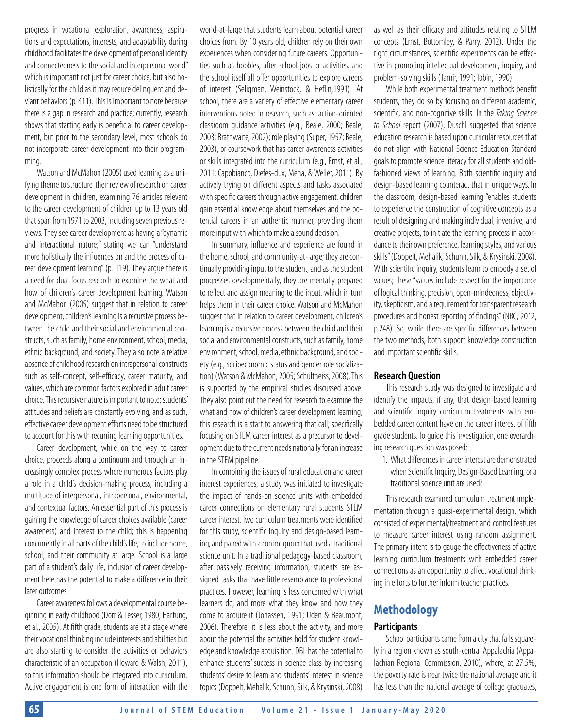progress in vocational exploration, awareness, aspirations and expectations, interests, and adaptability during childhood facilitates the development of personal identity and connectedness to the social and interpersonal world" which is important not just for career choice, but also holistically for the child as it may reduce delinquent and deviant behaviors (p. 411). This is important to note because there is a gap in research and practice; currently, research shows that starting early is beneficial to career development, but prior to the secondary level, most schools do not incorporate career development into their programming.

Watson and McMahon (2005) used learning as a unifying theme to structure their review of research on career development in children, examining 76 articles relevant to the career development of children up to 13 years old that span from 1971 to 2003, including seven previous reviews. They see career development as having a "dynamic and interactional nature;" stating we can "understand more holistically the influences on and the process of career development learning" (p. 119). They argue there is a need for dual focus research to examine the what and how of children's career development learning. Watson and McMahon (2005) suggest that in relation to career development, children's learning is a recursive process between the child and their social and environmental constructs, such as family, home environment, school, media, ethnic background, and society. They also note a relative absence of childhood research on intrapersonal constructs such as self-concept, self-efficacy, career maturity, and values, which are common factors explored in adult career choice. This recursive nature is important to note; students' attitudes and beliefs are constantly evolving, and as such, effective career development efforts need to be structured to account for this with recurring learning opportunities.

Career development, while on the way to career choice, proceeds along a continuum and through an increasingly complex process where numerous factors play a role in a child's decision-making process, including a multitude of interpersonal, intrapersonal, environmental, and contextual factors. An essential part of this process is gaining the knowledge of career choices available (career awareness) and interest to the child; this is happening concurrently in all parts of the child's life, to include home, school, and their community at large. School is a large part of a student's daily life, inclusion of career development here has the potential to make a difference in their later outcomes.

Career awareness follows a developmental course beginning in early childhood (Dorr & Lesser, 1980; Hartung, et al., 2005). At fifth grade, students are at a stage where their vocational thinking include interests and abilities but are also starting to consider the activities or behaviors characteristic of an occupation (Howard & Walsh, 2011), so this information should be integrated into curriculum. Active engagement is one form of interaction with the world-at-large that students learn about potential career choices from. By 10 years old, children rely on their own experiences when considering future careers. Opportunities such as hobbies, after-school jobs or activities, and the school itself all offer opportunities to explore careers of interest (Seligman, Weinstock, & Heflin,1991). At school, there are a variety of effective elementary career interventions noted in research, such as: action-oriented classroom guidance activities (e.g., Beale, 2000; Beale, 2003; Brathwaite, 2002); role playing (Super, 1957; Beale, 2003), or coursework that has career awareness activities or skills integrated into the curriculum (e.g., Ernst, et al., 2011; Capobianco, Diefes-dux, Mena, & Weller, 2011). By actively trying on different aspects and tasks associated with specific careers through active engagement, children gain essential knowledge about themselves and the potential careers in an authentic manner, providing them more input with which to make a sound decision.

In summary, influence and experience are found in the home, school, and community-at-large; they are continually providing input to the student, and as the student progresses developmentally, they are mentally prepared to reflect and assign meaning to the input, which in turn helps them in their career choice. Watson and McMahon suggest that in relation to career development, children's learning is a recursive process between the child and their social and environmental constructs, such as family, home environment, school, media, ethnic background, and society (e.g., socioeconomic status and gender role socialization) (Watson & McMahon, 2005; Schultheiss, 2008). This is supported by the empirical studies discussed above. They also point out the need for research to examine the what and how of children's career development learning; this research is a start to answering that call, specifically focusing on STEM career interest as a precursor to development due to the current needs nationally for an increase in the STEM pipeline.

In combining the issues of rural education and career interest experiences, a study was initiated to investigate the impact of hands-on science units with embedded career connections on elementary rural students STEM career interest. Two curriculum treatments were identified for this study, scientific inquiry and design-based learning, and paired with a control group that used a traditional science unit. In a traditional pedagogy-based classroom, after passively receiving information, students are assigned tasks that have little resemblance to professional practices. However, learning is less concerned with what learners do, and more what they know and how they come to acquire it (Jonassen, 1991; Uden & Beaumont, 2006). Therefore, it is less about the activity, and more about the potential the activities hold for student knowledge and knowledge acquisition. DBL has the potential to enhance students' success in science class by increasing students' desire to learn and students' interest in science topics (Doppelt, Mehalik, Schunn, Silk, & Krysinski, 2008) as well as their efficacy and attitudes relating to STEM concepts (Ernst, Bottomley, & Parry, 2012). Under the right circumstances, scientific experiments can be effective in promoting intellectual development, inquiry, and problem-solving skills (Tamir, 1991; Tobin, 1990).

While both experimental treatment methods benefit students, they do so by focusing on different academic, scientific, and non-cognitive skills. In the *Taking Science to School* report (2007), Duschl suggested that science education research is based upon curricular resources that do not align with National Science Education Standard goals to promote science literacy for all students and old-fashioned views of learning. Both scientific inquiry and design-based learning counteract that in unique ways. In the classroom, design-based learning "enables students to experience the construction of cognitive concepts as a result of designing and making individual, inventive, and creative projects, to initiate the learning process in accordance to their own preference, learning styles, and various skills" (Doppelt, Mehalik, Schunn, Silk, & Krysinski, 2008). With scientific inquiry, students learn to embody a set of values; these "values include respect for the importance of logical thinking, precision, open-mindedness, objectivity, skepticism, and a requirement for transparent research procedures and honest reporting of findings" (NRC, 2012, p.248). So, while there are specific differences between the two methods, both support knowledge construction and important scientific skills.

### Research Question

This research study was designed to investigate and identify the impacts, if any, that design-based learning and scientific inquiry curriculum treatments with embedded career content have on the career interest of fifth grade students. To guide this investigation, one overarching research question was posed:

1. What differences in career interest are demonstrated when Scientific Inquiry, Design-Based Learning, or a traditional science unit are used?

This research examined curriculum treatment implementation through a quasi-experimental design, which consisted of experimental/treatment and control features to measure career interest using random assignment. The primary intent is to gauge the effectiveness of active learning curriculum treatments with embedded career connections as an opportunity to affect vocational thinking in efforts to further inform teacher practices.

## Methodology

### Participants

School participants came from a city that falls squarely in a region known as south-central Appalachia (Appalachian Regional Commission, 2010), where, at 27.5%, the poverty rate is near twice the national average and it has less than the national average of college graduates,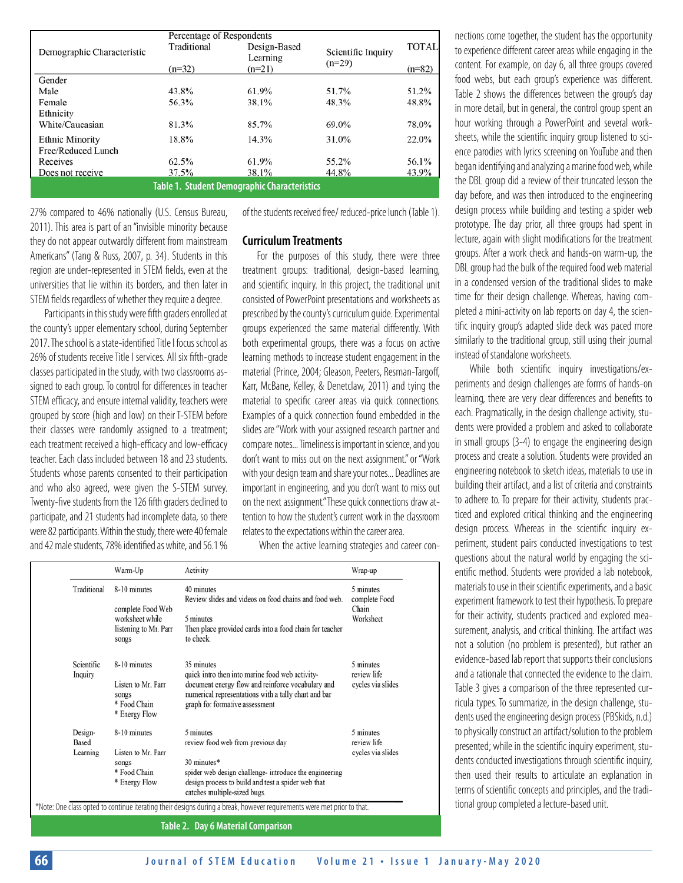| Demographic Characteristic | Percentage of Respondents | | | |
|---|---|---|---|---|
| | Traditional (n=32) | Design-Based Learning (n=21) | Scientific Inquiry (n=29) | TOTAL (n=82) |
| Gender | | | | |
| Male | 43.8% | 61.9% | 51.7% | 51.2% |
| Female | 56.3% | 38.1% | 48.3% | 48.8% |
| Ethnicity | | | | |
| White/Caucasian | 81.3% | 85.7% | 69.0% | 78.0% |
| Ethnic Minority | 18.8% | 14.3% | 31.0% | 22.0% |
| Free/Reduced Lunch | | | | |
| Receives | 62.5% | 61.9% | 55.2% | 56.1% |
| Does not receive | 37.5% | 38.1% | 44.8% | 43.9% |

**Table 1. Student Demographic Characteristics**

27% compared to 46% nationally (U.S. Census Bureau, 2011). This area is part of an "invisible minority because they do not appear outwardly different from mainstream Americans" (Tang & Russ, 2007, p. 34). Students in this region are under-represented in STEM fields, even at the universities that lie within its borders, and then later in STEM fields regardless of whether they require a degree.

Participants in this study were fifth graders enrolled at the county's upper elementary school, during September 2017. The school is a state-identified Title I focus school as 26% of students receive Title I services. All six fifth-grade classes participated in the study, with two classrooms assigned to each group. To control for differences in teacher STEM efficacy, and ensure internal validity, teachers were grouped by score (high and low) on their T-STEM before their classes were randomly assigned to a treatment; each treatment received a high-efficacy and low-efficacy teacher. Each class included between 18 and 23 students. Students whose parents consented to their participation and who also agreed, were given the S-STEM survey. Twenty-five students from the 126 fifth graders declined to participate, and 21 students had incomplete data, so there were 82 participants. Within the study, there were 40 female and 42 male students, 78% identified as white, and 56.1 % of the students received free/ reduced-price lunch (Table 1).

## Curriculum Treatments

For the purposes of this study, there were three treatment groups: traditional, design-based learning, and scientific inquiry. In this project, the traditional unit consisted of PowerPoint presentations and worksheets as prescribed by the county's curriculum guide. Experimental groups experienced the same material differently. With both experimental groups, there was a focus on active learning methods to increase student engagement in the material (Prince, 2004; Gleason, Peeters, Resman-Targoff, Karr, McBane, Kelley, & Denetclaw, 2011) and tying the material to specific career areas via quick connections. Examples of a quick connection found embedded in the slides are "Work with your assigned research partner and compare notes... Timeliness is important in science, and you don't want to miss out on the next assignment." or "Work with your design team and share your notes... Deadlines are important in engineering, and you don't want to miss out on the next assignment." These quick connections draw attention to how the student's current work in the classroom relates to the expectations within the career area.

When the active learning strategies and career connections come together, the student has the opportunity to experience different career areas while engaging in the content. For example, on day 6, all three groups covered food webs, but each group's experience was different. Table 2 shows the differences between the group's day in more detail, but in general, the control group spent an hour working through a PowerPoint and several worksheets, while the scientific inquiry group listened to science parodies with lyrics screening on YouTube and then began identifying and analyzing a marine food web, while the DBL group did a review of their truncated lesson the day before, and was then introduced to the engineering design process while building and testing a spider web prototype. The day prior, all three groups had spent in lecture, again with slight modifications for the treatment groups. After a work check and hands-on warm-up, the DBL group had the bulk of the required food web material in a condensed version of the traditional slides to make time for their design challenge. Whereas, having completed a mini-activity on lab reports on day 4, the scientific inquiry group's adapted slide deck was paced more similarly to the traditional group, still using their journal instead of standalone worksheets.

| | Warm-Up | Activity | Wrap-up |
|---|---|---|---|
| Traditional | 8-10 minutes<br>complete Food Web worksheet while listening to Mr. Parr songs | 40 minutes<br>Review slides and videos on food chains and food web.<br>5 minutes<br>Then place provided cards into a food chain for teacher to check. | 5 minutes<br>complete Food Chain Worksheet |
| Scientific Inquiry | 8-10 minutes<br>Listen to Mr. Parr songs<br>* Food Chain<br>* Energy Flow | 35 minutes<br>quick intro then into marine food web activity- document energy flow and reinforce vocabulary and numerical representations with a tally chart and bar graph for formative assessment | 5 minutes<br>review life cycles via slides |
| Design-Based Learning | 8-10 minutes<br>Listen to Mr. Parr songs<br>* Food Chain<br>* Energy Flow | 5 minutes<br>review food web from previous day<br>30 minutes*<br>spider web design challenge- introduce the engineering design process to build and test a spider web that catches multiple-sized bugs. | 5 minutes<br>review life cycles via slides |

*Note: One class opted to continue iterating their designs during a break, however requirements were met prior to that.

**Table 2. Day 6 Material Comparison**

While both scientific inquiry investigations/experiments and design challenges are forms of hands-on learning, there are very clear differences and benefits to each. Pragmatically, in the design challenge activity, students were provided a problem and asked to collaborate in small groups (3-4) to engage the engineering design process and create a solution. Students were provided an engineering notebook to sketch ideas, materials to use in building their artifact, and a list of criteria and constraints to adhere to. To prepare for their activity, students practiced and explored critical thinking and the engineering design process. Whereas in the scientific inquiry experiment, student pairs conducted investigations to test questions about the natural world by engaging the scientific method. Students were provided a lab notebook, materials to use in their scientific experiments, and a basic experiment framework to test their hypothesis. To prepare for their activity, students practiced and explored measurement, analysis, and critical thinking. The artifact was not a solution (no problem is presented), but rather an evidence-based lab report that supports their conclusions and a rationale that connected the evidence to the claim. Table 3 gives a comparison of the three represented curricula types. To summarize, in the design challenge, students used the engineering design process (PBSkids, n.d.) to physically construct an artifact/solution to the problem presented; while in the scientific inquiry experiment, students conducted investigations through scientific inquiry, then used their results to articulate an explanation in terms of scientific concepts and principles, and the traditional group completed a lecture-based unit.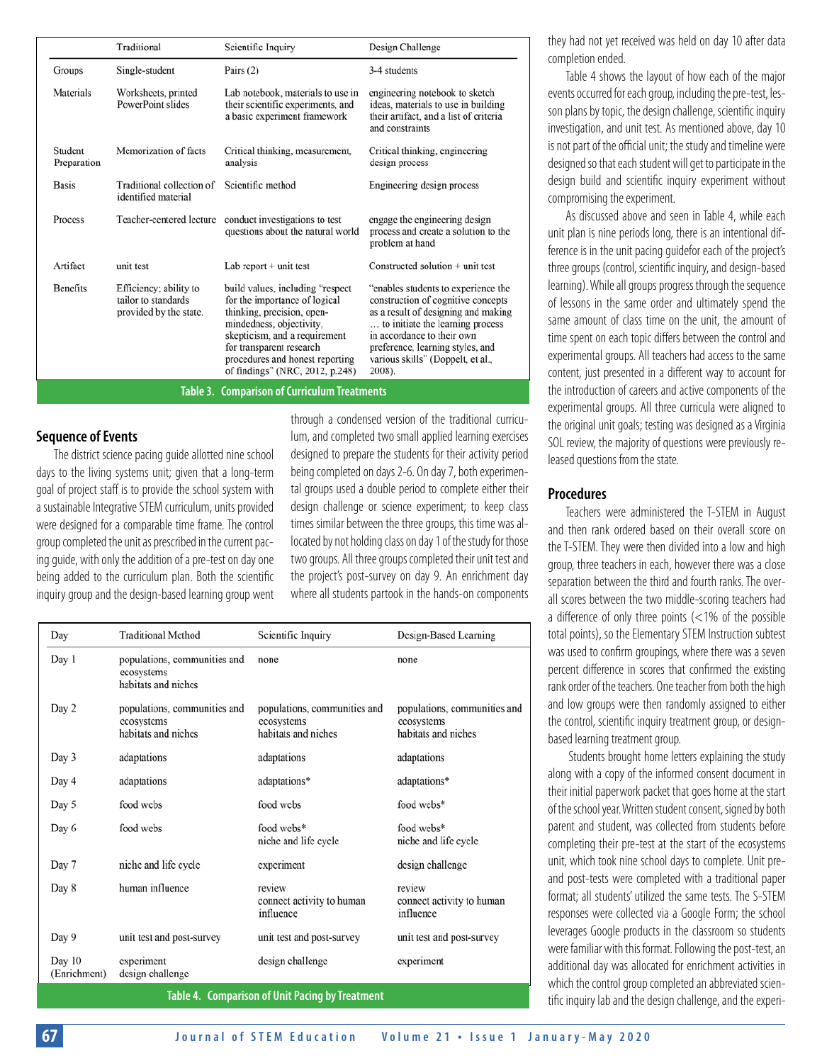| | Traditional | Scientific Inquiry | Design Challenge |
|---|---|---|---|
| Groups | Single-student | Pairs (2) | 3-4 students |
| Materials | Worksheets, printed PowerPoint slides | Lab notebook, materials to use in their scientific experiments, and a basic experiment framework | engineering notebook to sketch ideas, materials to use in building their artifact, and a list of criteria and constraints |
| Student Preparation | Memorization of facts | Critical thinking, measurement, analysis | Critical thinking, engineering design process |
| Basis | Traditional collection of identified material | Scientific method | Engineering design process |
| Process | Teacher-centered lecture | conduct investigations to test questions about the natural world | engage the engineering design process and create a solution to the problem at hand |
| Artifact | unit test | Lab report + unit test | Constructed solution + unit test |
| Benefits | Efficiency; ability to tailor to standards provided by the state. | build values, including "respect for the importance of logical thinking, precision, open-mindedness, objectivity, skepticism, and a requirement for transparent research procedures and honest reporting of findings" (NRC, 2012, p.248) | "enables students to experience the construction of cognitive concepts as a result of designing and making … to initiate the learning process in accordance to their own preference, learning styles, and various skills" (Doppelt, et al., 2008). |

**Table 3. Comparison of Curriculum Treatments**

## Sequence of Events

The district science pacing guide allotted nine school days to the living systems unit; given that a long-term goal of project staff is to provide the school system with a sustainable Integrative STEM curriculum, units provided were designed for a comparable time frame. The control group completed the unit as prescribed in the current pacing guide, with only the addition of a pre-test on day one being added to the curriculum plan. Both the scientific inquiry group and the design-based learning group went through a condensed version of the traditional curriculum, and completed two small applied learning exercises designed to prepare the students for their activity period being completed on days 2-6. On day 7, both experimental groups used a double period to complete either their design challenge or science experiment; to keep class times similar between the three groups, this time was allocated by not holding class on day 1 of the study for those two groups. All three groups completed their unit test and the project's post-survey on day 9. An enrichment day where all students partook in the hands-on components they had not yet received was held on day 10 after data completion ended.

Table 4 shows the layout of how each of the major events occurred for each group, including the pre-test, lesson plans by topic, the design challenge, scientific inquiry investigation, and unit test. As mentioned above, day 10 is not part of the official unit; the study and timeline were designed so that each student will get to participate in the design build and scientific inquiry experiment without compromising the experiment.

As discussed above and seen in Table 4, while each unit plan is nine periods long, there is an intentional difference is in the unit pacing guidefor each of the project's three groups (control, scientific inquiry, and design-based learning). While all groups progress through the sequence of lessons in the same order and ultimately spend the same amount of class time on the unit, the amount of time spent on each topic differs between the control and experimental groups. All teachers had access to the same content, just presented in a different way to account for the introduction of careers and active components of the experimental groups. All three curricula were aligned to the original unit goals; testing was designed as a Virginia SOL review, the majority of questions were previously released questions from the state.

| Day | Traditional Method | Scientific Inquiry | Design-Based Learning |
|---|---|---|---|
| Day 1 | populations, communities and ecosystems habitats and niches | none | none |
| Day 2 | populations, communities and ecosystems habitats and niches | populations, communities and ecosystems habitats and niches | populations, communities and ecosystems habitats and niches |
| Day 3 | adaptations | adaptations | adaptations |
| Day 4 | adaptations | adaptations* | adaptations* |
| Day 5 | food webs | food webs | food webs* |
| Day 6 | food webs | food webs* niche and life cycle | food webs* niche and life cycle |
| Day 7 | niche and life cycle | experiment | design challenge |
| Day 8 | human influence | review connect activity to human influence | review connect activity to human influence |
| Day 9 | unit test and post-survey | unit test and post-survey | unit test and post-survey |
| Day 10 (Enrichment) | experiment design challenge | design challenge | experiment |

**Table 4. Comparison of Unit Pacing by Treatment**

## Procedures

Teachers were administered the T-STEM in August and then rank ordered based on their overall score on the T-STEM. They were then divided into a low and high group, three teachers in each, however there was a close separation between the third and fourth ranks. The overall scores between the two middle-scoring teachers had a difference of only three points (<1% of the possible total points), so the Elementary STEM Instruction subtest was used to confirm groupings, where there was a seven percent difference in scores that confirmed the existing rank order of the teachers. One teacher from both the high and low groups were then randomly assigned to either the control, scientific inquiry treatment group, or design-based learning treatment group.

Students brought home letters explaining the study along with a copy of the informed consent document in their initial paperwork packet that goes home at the start of the school year. Written student consent, signed by both parent and student, was collected from students before completing their pre-test at the start of the ecosystems unit, which took nine school days to complete. Unit pre- and post-tests were completed with a traditional paper format; all students' utilized the same tests. The S-STEM responses were collected via a Google Form; the school leverages Google products in the classroom so students were familiar with this format. Following the post-test, an additional day was allocated for enrichment activities in which the control group completed an abbreviated scientific inquiry lab and the design challenge, and the experi-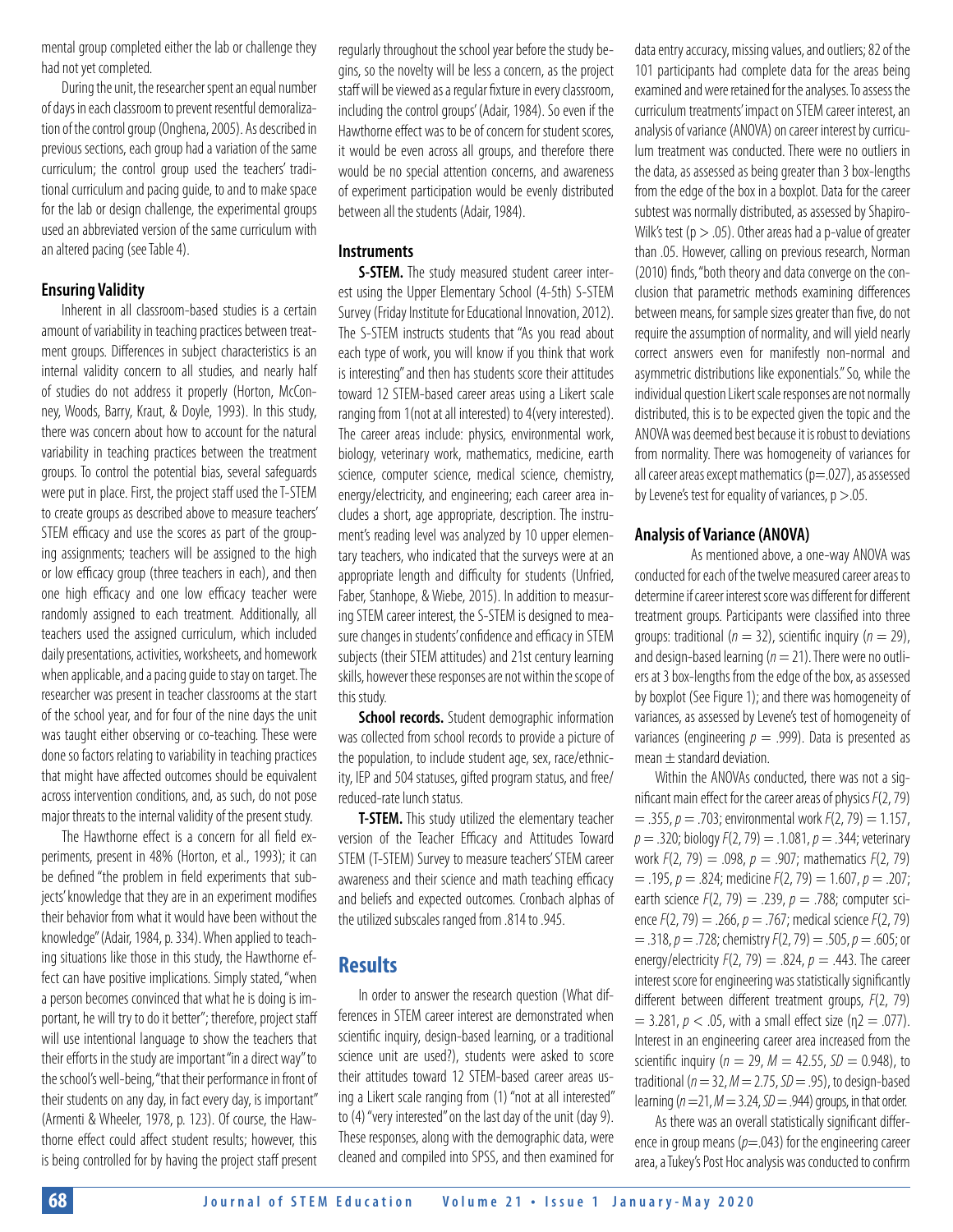mental group completed either the lab or challenge they had not yet completed.

During the unit, the researcher spent an equal number of days in each classroom to prevent resentful demoralization of the control group (Onghena, 2005). As described in previous sections, each group had a variation of the same curriculum; the control group used the teachers' traditional curriculum and pacing guide, to and to make space for the lab or design challenge, the experimental groups used an abbreviated version of the same curriculum with an altered pacing (see Table 4).

### Ensuring Validity

Inherent in all classroom-based studies is a certain amount of variability in teaching practices between treatment groups. Differences in subject characteristics is an internal validity concern to all studies, and nearly half of studies do not address it properly (Horton, McConney, Woods, Barry, Kraut, & Doyle, 1993). In this study, there was concern about how to account for the natural variability in teaching practices between the treatment groups. To control the potential bias, several safeguards were put in place. First, the project staff used the T-STEM to create groups as described above to measure teachers' STEM efficacy and use the scores as part of the grouping assignments; teachers will be assigned to the high or low efficacy group (three teachers in each), and then one high efficacy and one low efficacy teacher were randomly assigned to each treatment. Additionally, all teachers used the assigned curriculum, which included daily presentations, activities, worksheets, and homework when applicable, and a pacing guide to stay on target. The researcher was present in teacher classrooms at the start of the school year, and for four of the nine days the unit was taught either observing or co-teaching. These were done so factors relating to variability in teaching practices that might have affected outcomes should be equivalent across intervention conditions, and, as such, do not pose major threats to the internal validity of the present study.

The Hawthorne effect is a concern for all field experiments, present in 48% (Horton, et al., 1993); it can be defined "the problem in field experiments that subjects' knowledge that they are in an experiment modifies their behavior from what it would have been without the knowledge" (Adair, 1984, p. 334). When applied to teaching situations like those in this study, the Hawthorne effect can have positive implications. Simply stated, "when a person becomes convinced that what he is doing is important, he will try to do it better"; therefore, project staff will use intentional language to show the teachers that their efforts in the study are important "in a direct way" to the school's well-being, "that their performance in front of their students on any day, in fact every day, is important" (Armenti & Wheeler, 1978, p. 123). Of course, the Hawthorne effect could affect student results; however, this is being controlled for by having the project staff present regularly throughout the school year before the study begins, so the novelty will be less a concern, as the project staff will be viewed as a regular fixture in every classroom, including the control groups' (Adair, 1984). So even if the Hawthorne effect was to be of concern for student scores, it would be even across all groups, and therefore there would be no special attention concerns, and awareness of experiment participation would be evenly distributed between all the students (Adair, 1984).

### Instruments

**S-STEM.** The study measured student career interest using the Upper Elementary School (4-5th) S-STEM Survey (Friday Institute for Educational Innovation, 2012). The S-STEM instructs students that "As you read about each type of work, you will know if you think that work is interesting" and then has students score their attitudes toward 12 STEM-based career areas using a Likert scale ranging from 1(not at all interested) to 4(very interested). The career areas include: physics, environmental work, biology, veterinary work, mathematics, medicine, earth science, computer science, medical science, chemistry, energy/electricity, and engineering; each career area includes a short, age appropriate, description. The instrument's reading level was analyzed by 10 upper elementary teachers, who indicated that the surveys were at an appropriate length and difficulty for students (Unfried, Faber, Stanhope, & Wiebe, 2015). In addition to measuring STEM career interest, the S-STEM is designed to measure changes in students' confidence and efficacy in STEM subjects (their STEM attitudes) and 21st century learning skills, however these responses are not within the scope of this study.

**School records.** Student demographic information was collected from school records to provide a picture of the population, to include student age, sex, race/ethnicity, IEP and 504 statuses, gifted program status, and free/reduced-rate lunch status.

**T-STEM.** This study utilized the elementary teacher version of the Teacher Efficacy and Attitudes Toward STEM (T-STEM) Survey to measure teachers' STEM career awareness and their science and math teaching efficacy and beliefs and expected outcomes. Cronbach alphas of the utilized subscales ranged from .814 to .945.

## Results

In order to answer the research question (What differences in STEM career interest are demonstrated when scientific inquiry, design-based learning, or a traditional science unit are used?), students were asked to score their attitudes toward 12 STEM-based career areas using a Likert scale ranging from (1) "not at all interested" to (4) "very interested" on the last day of the unit (day 9). These responses, along with the demographic data, were cleaned and compiled into SPSS, and then examined for data entry accuracy, missing values, and outliers; 82 of the 101 participants had complete data for the areas being examined and were retained for the analyses. To assess the curriculum treatments' impact on STEM career interest, an analysis of variance (ANOVA) on career interest by curriculum treatment was conducted. There were no outliers in the data, as assessed as being greater than 3 box-lengths from the edge of the box in a boxplot. Data for the career subtest was normally distributed, as assessed by Shapiro-Wilk's test ($p > .05$). Other areas had a p-value of greater than .05. However, calling on previous research, Norman (2010) finds, "both theory and data converge on the conclusion that parametric methods examining differences between means, for sample sizes greater than five, do not require the assumption of normality, and will yield nearly correct answers even for manifestly non-normal and asymmetric distributions like exponentials." So, while the individual question Likert scale responses are not normally distributed, this is to be expected given the topic and the ANOVA was deemed best because it is robust to deviations from normality. There was homogeneity of variances for all career areas except mathematics ($p$=.027), as assessed by Levene's test for equality of variances, $p > .05$.

### Analysis of Variance (ANOVA)

As mentioned above, a one-way ANOVA was conducted for each of the twelve measured career areas to determine if career interest score was different for different treatment groups. Participants were classified into three groups: traditional ($n = 32$), scientific inquiry ($n = 29$), and design-based learning ($n = 21$). There were no outliers at 3 box-lengths from the edge of the box, as assessed by boxplot (See Figure 1); and there was homogeneity of variances, as assessed by Levene's test of homogeneity of variances (engineering $p = .999$). Data is presented as mean ± standard deviation.

Within the ANOVAs conducted, there was not a significant main effect for the career areas of physics $F(2, 79) = .355$, $p = .703$; environmental work $F(2, 79) = 1.157$, $p = .320$; biology $F(2, 79) = .1.081$, $p = .344$; veterinary work $F(2, 79) = .098$, $p = .907$; mathematics $F(2, 79) = .195$, $p = .824$; medicine $F(2, 79) = 1.607$, $p = .207$; earth science $F(2, 79) = .239$, $p = .788$; computer science $F(2, 79) = .266$, $p = .767$; medical science $F(2, 79) = .318$, $p = .728$; chemistry $F(2, 79) = .505$, $p = .605$; or energy/electricity $F(2, 79) = .824$, $p = .443$. The career interest score for engineering was statistically significantly different between different treatment groups, $F(2, 79) = 3.281$, $p < .05$, with a small effect size (η2 = .077). Interest in an engineering career area increased from the scientific inquiry ($n = 29$, $M = 42.55$, $SD = 0.948$), to traditional ($n = 32$, $M = 2.75$, $SD = .95$), to design-based learning ($n = 21$, $M = 3.24$, $SD = .944$) groups, in that order.

As there was an overall statistically significant difference in group means ($p$=.043) for the engineering career area, a Tukey's Post Hoc analysis was conducted to confirm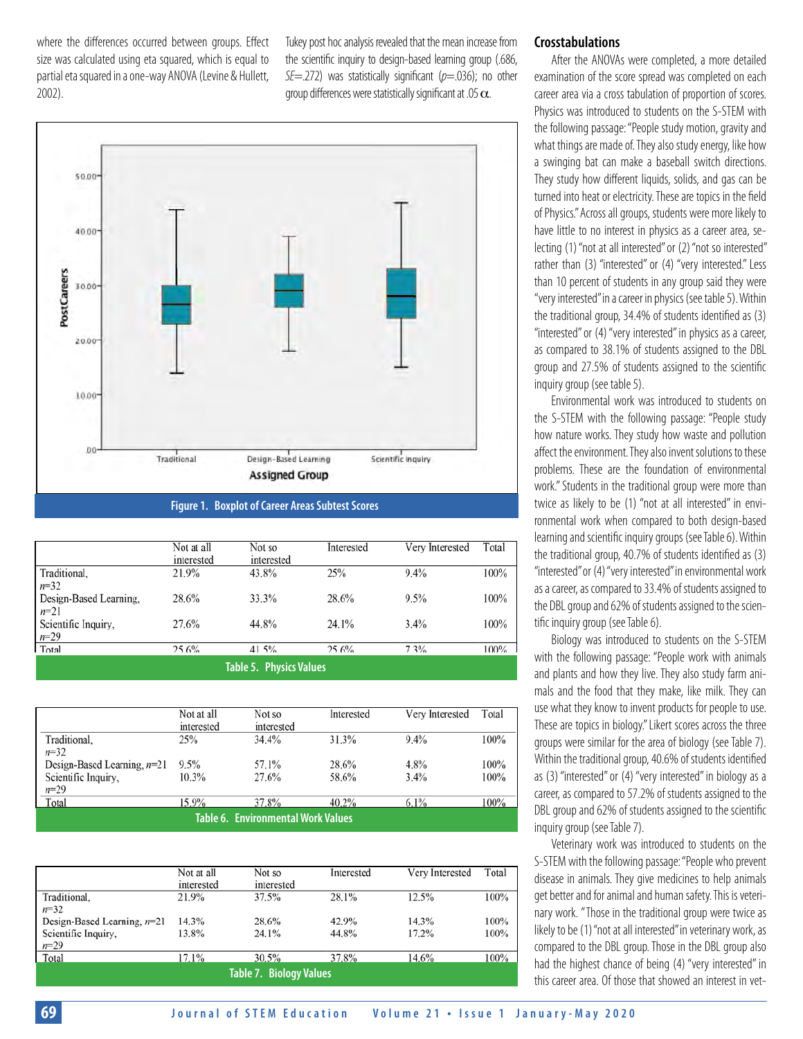where the differences occurred between groups. Effect size was calculated using eta squared, which is equal to partial eta squared in a one-way ANOVA (Levine & Hullett, 2002).

Tukey post hoc analysis revealed that the mean increase from the scientific inquiry to design-based learning group (.686, *SE*=.272) was statistically significant (*p*=.036); no other group differences were statistically significant at .05 $\alpha$.

Figure 1. Boxplot of Career Areas Subtest Scores

| | Not at all interested | Not so interested | Interested | Very Interested | Total |
|---|---|---|---|---|---|
| Traditional, *n*=32 | 21.9% | 43.8% | 25% | 9.4% | 100% |
| Design-Based Learning, *n*=21 | 28.6% | 33.3% | 28.6% | 9.5% | 100% |
| Scientific Inquiry, *n*=29 | 27.6% | 44.8% | 24.1% | 3.4% | 100% |
| Total | 25.6% | 41.5% | 25.6% | 7.3% | 100% |

Table 5. Physics Values

| | Not at all interested | Not so interested | Interested | Very Interested | Total |
|---|---|---|---|---|---|
| Traditional, *n*=32 | 25% | 34.4% | 31.3% | 9.4% | 100% |
| Design-Based Learning, *n*=21 | 9.5% | 57.1% | 28.6% | 4.8% | 100% |
| Scientific Inquiry, *n*=29 | 10.3% | 27.6% | 58.6% | 3.4% | 100% |
| Total | 15.9% | 37.8% | 40.2% | 6.1% | 100% |

Table 6. Environmental Work Values

| | Not at all interested | Not so interested | Interested | Very Interested | Total |
|---|---|---|---|---|---|
| Traditional, *n*=32 | 21.9% | 37.5% | 28.1% | 12.5% | 100% |
| Design-Based Learning, *n*=21 | 14.3% | 28.6% | 42.9% | 14.3% | 100% |
| Scientific Inquiry, *n*=29 | 13.8% | 24.1% | 44.8% | 17.2% | 100% |
| Total | 17.1% | 30.5% | 37.8% | 14.6% | 100% |

Table 7. Biology Values

## Crosstabulations

After the ANOVAs were completed, a more detailed examination of the score spread was completed on each career area via a cross tabulation of proportion of scores. Physics was introduced to students on the S-STEM with the following passage: "People study motion, gravity and what things are made of. They also study energy, like how a swinging bat can make a baseball switch directions. They study how different liquids, solids, and gas can be turned into heat or electricity. These are topics in the field of Physics." Across all groups, students were more likely to have little to no interest in physics as a career area, selecting (1) "not at all interested" or (2) "not so interested" rather than (3) "interested" or (4) "very interested." Less than 10 percent of students in any group said they were "very interested" in a career in physics (see table 5). Within the traditional group, 34.4% of students identified as (3) "interested" or (4) "very interested" in physics as a career, as compared to 38.1% of students assigned to the DBL group and 27.5% of students assigned to the scientific inquiry group (see table 5).

Environmental work was introduced to students on the S-STEM with the following passage: "People study how nature works. They study how waste and pollution affect the environment. They also invent solutions to these problems. These are the foundation of environmental work." Students in the traditional group were more than twice as likely to be (1) "not at all interested" in environmental work when compared to both design-based learning and scientific inquiry groups (see Table 6). Within the traditional group, 40.7% of students identified as (3) "interested" or (4) "very interested" in environmental work as a career, as compared to 33.4% of students assigned to the DBL group and 62% of students assigned to the scientific inquiry group (see Table 6).

Biology was introduced to students on the S-STEM with the following passage: "People work with animals and plants and how they live. They also study farm animals and the food that they make, like milk. They can use what they know to invent products for people to use. These are topics in biology." Likert scores across the three groups were similar for the area of biology (see Table 7). Within the traditional group, 40.6% of students identified as (3) "interested" or (4) "very interested" in biology as a career, as compared to 57.2% of students assigned to the DBL group and 62% of students assigned to the scientific inquiry group (see Table 7).

Veterinary work was introduced to students on the S-STEM with the following passage: "People who prevent disease in animals. They give medicines to help animals get better and for animal and human safety. This is veterinary work. " Those in the traditional group were twice as likely to be (1) "not at all interested" in veterinary work, as compared to the DBL group. Those in the DBL group also had the highest chance of being (4) "very interested" in this career area. Of those that showed an interest in vet-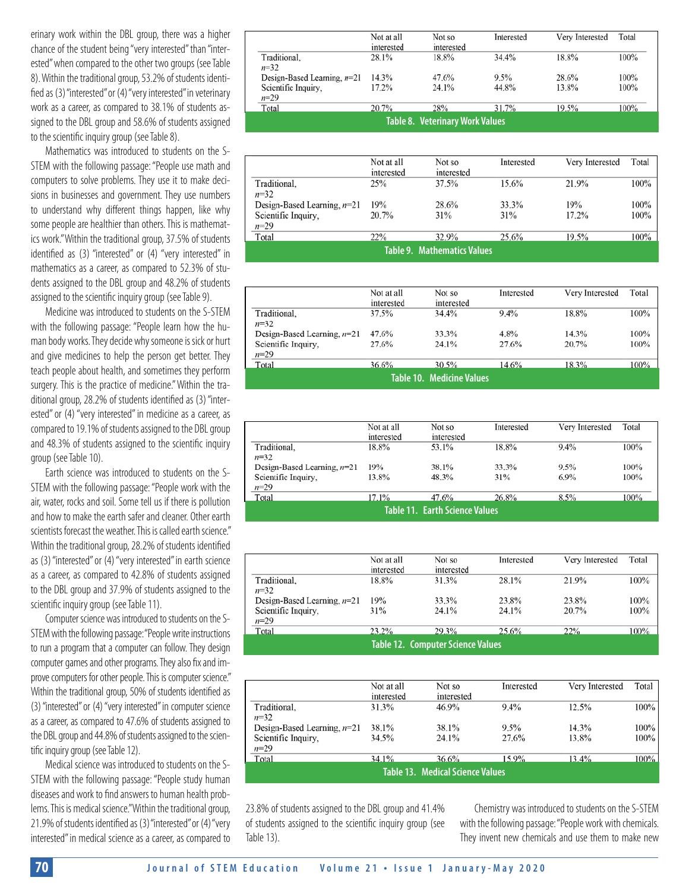erinary work within the DBL group, there was a higher chance of the student being "very interested" than "interested" when compared to the other two groups (see Table 8). Within the traditional group, 53.2% of students identified as (3) "interested" or (4) "very interested" in veterinary work as a career, as compared to 38.1% of students assigned to the DBL group and 58.6% of students assigned to the scientific inquiry group (see Table 8).

Mathematics was introduced to students on the S-STEM with the following passage: "People use math and computers to solve problems. They use it to make decisions in businesses and government. They use numbers to understand why different things happen, like why some people are healthier than others. This is mathematics work." Within the traditional group, 37.5% of students identified as (3) "interested" or (4) "very interested" in mathematics as a career, as compared to 52.3% of students assigned to the DBL group and 48.2% of students assigned to the scientific inquiry group (see Table 9).

Medicine was introduced to students on the S-STEM with the following passage: "People learn how the human body works. They decide why someone is sick or hurt and give medicines to help the person get better. They teach people about health, and sometimes they perform surgery. This is the practice of medicine." Within the traditional group, 28.2% of students identified as (3) "interested" or (4) "very interested" in medicine as a career, as compared to 19.1% of students assigned to the DBL group and 48.3% of students assigned to the scientific inquiry group (see Table 10).

Earth science was introduced to students on the S-STEM with the following passage: "People work with the air, water, rocks and soil. Some tell us if there is pollution and how to make the earth safer and cleaner. Other earth scientists forecast the weather. This is called earth science." Within the traditional group, 28.2% of students identified as (3) "interested" or (4) "very interested" in earth science as a career, as compared to 42.8% of students assigned to the DBL group and 37.9% of students assigned to the scientific inquiry group (see Table 11).

Computer science was introduced to students on the S-STEM with the following passage: "People write instructions to run a program that a computer can follow. They design computer games and other programs. They also fix and improve computers for other people. This is computer science." Within the traditional group, 50% of students identified as (3) "interested" or (4) "very interested" in computer science as a career, as compared to 47.6% of students assigned to the DBL group and 44.8% of students assigned to the scientific inquiry group (see Table 12).

Medical science was introduced to students on the S-STEM with the following passage: "People study human diseases and work to find answers to human health problems. This is medical science." Within the traditional group, 21.9% of students identified as (3) "interested" or (4) "very interested" in medical science as a career, as compared to 23.8% of students assigned to the DBL group and 41.4% of students assigned to the scientific inquiry group (see Table 13).

Chemistry was introduced to students on the S-STEM with the following passage: "People work with chemicals. They invent new chemicals and use them to make new

| | Not at all interested | Not so interested | Interested | Very Interested | Total |
|---|---|---|---|---|---|
| Traditional, $n$=32 | 28.1% | 18.8% | 34.4% | 18.8% | 100% |
| Design-Based Learning, $n$=21 | 14.3% | 47.6% | 9.5% | 28.6% | 100% |
| Scientific Inquiry, $n$=29 | 17.2% | 24.1% | 44.8% | 13.8% | 100% |
| Total | 20.7% | 28% | 31.7% | 19.5% | 100% |

**Table 8. Veterinary Work Values**

| | Not at all interested | Not so interested | Interested | Very Interested | Total |
|---|---|---|---|---|---|
| Traditional, $n$=32 | 25% | 37.5% | 15.6% | 21.9% | 100% |
| Design-Based Learning, $n$=21 | 19% | 28.6% | 33.3% | 19% | 100% |
| Scientific Inquiry, $n$=29 | 20.7% | 31% | 31% | 17.2% | 100% |
| Total | 22% | 32.9% | 25.6% | 19.5% | 100% |

**Table 9. Mathematics Values**

| | Not at all interested | Not so interested | Interested | Very Interested | Total |
|---|---|---|---|---|---|
| Traditional, $n$=32 | 37.5% | 34.4% | 9.4% | 18.8% | 100% |
| Design-Based Learning, $n$=21 | 47.6% | 33.3% | 4.8% | 14.3% | 100% |
| Scientific Inquiry, $n$=29 | 27.6% | 24.1% | 27.6% | 20.7% | 100% |
| Total | 36.6% | 30.5% | 14.6% | 18.3% | 100% |

**Table 10. Medicine Values**

| | Not at all interested | Not so interested | Interested | Very Interested | Total |
|---|---|---|---|---|---|
| Traditional, $n$=32 | 18.8% | 53.1% | 18.8% | 9.4% | 100% |
| Design-Based Learning, $n$=21 | 19% | 38.1% | 33.3% | 9.5% | 100% |
| Scientific Inquiry, $n$=29 | 13.8% | 48.3% | 31% | 6.9% | 100% |
| Total | 17.1% | 47.6% | 26.8% | 8.5% | 100% |

**Table 11. Earth Science Values**

| | Not at all interested | Not so interested | Interested | Very Interested | Total |
|---|---|---|---|---|---|
| Traditional, $n$=32 | 18.8% | 31.3% | 28.1% | 21.9% | 100% |
| Design-Based Learning, $n$=21 | 19% | 33.3% | 23.8% | 23.8% | 100% |
| Scientific Inquiry, $n$=29 | 31% | 24.1% | 24.1% | 20.7% | 100% |
| Total | 23.2% | 29.3% | 25.6% | 22% | 100% |

**Table 12. Computer Science Values**

| | Not at all interested | Not so interested | Interested | Very Interested | Total |
|---|---|---|---|---|---|
| Traditional, $n$=32 | 31.3% | 46.9% | 9.4% | 12.5% | 100% |
| Design-Based Learning, $n$=21 | 38.1% | 38.1% | 9.5% | 14.3% | 100% |
| Scientific Inquiry, $n$=29 | 34.5% | 24.1% | 27.6% | 13.8% | 100% |
| Total | 34.1% | 36.6% | 15.9% | 13.4% | 100% |

**Table 13. Medical Science Values**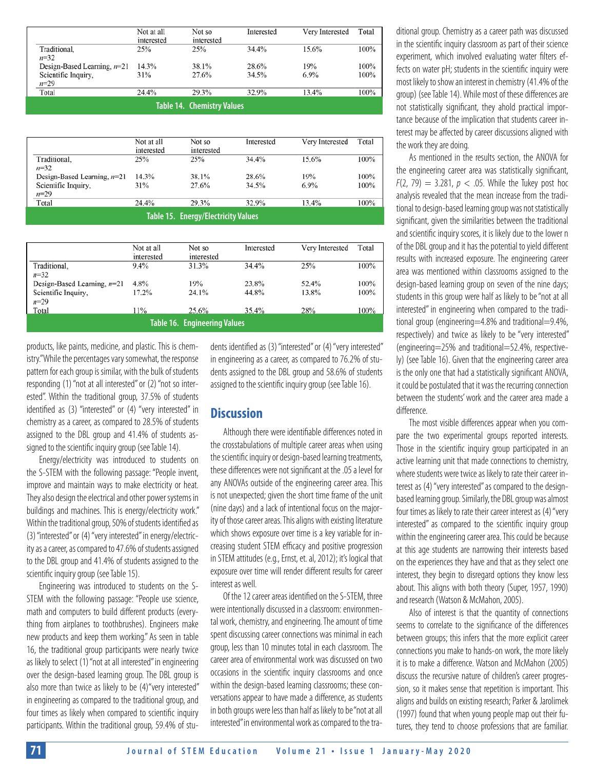| | Not at all interested | Not so interested | Interested | Very Interested | Total |
|---|---|---|---|---|---|
| Traditional, $n$=32 | 25% | 25% | 34.4% | 15.6% | 100% |
| Design-Based Learning, $n$=21 | 14.3% | 38.1% | 28.6% | 19% | 100% |
| Scientific Inquiry, $n$=29 | 31% | 27.6% | 34.5% | 6.9% | 100% |
| Total | 24.4% | 29.3% | 32.9% | 13.4% | 100% |

**Table 14. Chemistry Values**

| | Not at all interested | Not so interested | Interested | Very Interested | Total |
|---|---|---|---|---|---|
| Traditional, $n$=32 | 25% | 25% | 34.4% | 15.6% | 100% |
| Design-Based Learning, $n$=21 | 14.3% | 38.1% | 28.6% | 19% | 100% |
| Scientific Inquiry, $n$=29 | 31% | 27.6% | 34.5% | 6.9% | 100% |
| Total | 24.4% | 29.3% | 32.9% | 13.4% | 100% |

**Table 15. Energy/Electricity Values**

| | Not at all interested | Not so interested | Interested | Very Interested | Total |
|---|---|---|---|---|---|
| Traditional, $n$=32 | 9.4% | 31.3% | 34.4% | 25% | 100% |
| Design-Based Learning, $n$=21 | 4.8% | 19% | 23.8% | 52.4% | 100% |
| Scientific Inquiry, $n$=29 | 17.2% | 24.1% | 44.8% | 13.8% | 100% |
| Total | 11% | 25.6% | 35.4% | 28% | 100% |

**Table 16. Engineering Values**

products, like paints, medicine, and plastic. This is chemistry." While the percentages vary somewhat, the response pattern for each group is similar, with the bulk of students responding (1) "not at all interested" or (2) "not so interested". Within the traditional group, 37.5% of students identified as (3) "interested" or (4) "very interested" in chemistry as a career, as compared to 28.5% of students assigned to the DBL group and 41.4% of students assigned to the scientific inquiry group (see Table 14).

Energy/electricity was introduced to students on the S-STEM with the following passage: "People invent, improve and maintain ways to make electricity or heat. They also design the electrical and other power systems in buildings and machines. This is energy/electricity work." Within the traditional group, 50% of students identified as (3) "interested" or (4) "very interested" in energy/electricity as a career, as compared to 47.6% of students assigned to the DBL group and 41.4% of students assigned to the scientific inquiry group (see Table 15).

Engineering was introduced to students on the S-STEM with the following passage: "People use science, math and computers to build different products (everything from airplanes to toothbrushes). Engineers make new products and keep them working." As seen in table 16, the traditional group participants were nearly twice as likely to select (1) "not at all interested" in engineering over the design-based learning group. The DBL group is also more than twice as likely to be (4) "very interested" in engineering as compared to the traditional group, and four times as likely when compared to scientific inquiry participants. Within the traditional group, 59.4% of students identified as (3) "interested" or (4) "very interested" in engineering as a career, as compared to 76.2% of students assigned to the DBL group and 58.6% of students assigned to the scientific inquiry group (see Table 16).

## Discussion

Although there were identifiable differences noted in the crosstabulations of multiple career areas when using the scientific inquiry or design-based learning treatments, these differences were not significant at the .05 a level for any ANOVAs outside of the engineering career area. This is not unexpected; given the short time frame of the unit (nine days) and a lack of intentional focus on the majority of those career areas. This aligns with existing literature which shows exposure over time is a key variable for increasing student STEM efficacy and positive progression in STEM attitudes (e.g., Ernst, et. al, 2012); it's logical that exposure over time will render different results for career interest as well.

Of the 12 career areas identified on the S-STEM, three were intentionally discussed in a classroom: environmental work, chemistry, and engineering. The amount of time spent discussing career connections was minimal in each group, less than 10 minutes total in each classroom. The career area of environmental work was discussed on two occasions in the scientific inquiry classrooms and once within the design-based learning classrooms; these conversations appear to have made a difference, as students in both groups were less than half as likely to be "not at all interested" in environmental work as compared to the traditional group. Chemistry as a career path was discussed in the scientific inquiry classroom as part of their science experiment, which involved evaluating water filters effects on water pH; students in the scientific inquiry were most likely to show an interest in chemistry (41.4% of the group) (see Table 14). While most of these differences are not statistically significant, they ahold practical importance because of the implication that students career interest may be affected by career discussions aligned with the work they are doing.

As mentioned in the results section, the ANOVA for the engineering career area was statistically significant, $F(2, 79) = 3.281$, $p < .05$. While the Tukey post hoc analysis revealed that the mean increase from the traditional to design-based learning group was not statistically significant, given the similarities between the traditional and scientific inquiry scores, it is likely due to the lower n of the DBL group and it has the potential to yield different results with increased exposure. The engineering career area was mentioned within classrooms assigned to the design-based learning group on seven of the nine days; students in this group were half as likely to be "not at all interested" in engineering when compared to the traditional group (engineering=4.8% and traditional=9.4%, respectively) and twice as likely to be "very interested" (engineering=25% and traditional=52.4%, respectively) (see Table 16). Given that the engineering career area is the only one that had a statistically significant ANOVA, it could be postulated that it was the recurring connection between the students' work and the career area made a difference.

The most visible differences appear when you compare the two experimental groups reported interests. Those in the scientific inquiry group participated in an active learning unit that made connections to chemistry, where students were twice as likely to rate their career interest as (4) "very interested" as compared to the design-based learning group. Similarly, the DBL group was almost four times as likely to rate their career interest as (4) "very interested" as compared to the scientific inquiry group within the engineering career area. This could be because at this age students are narrowing their interests based on the experiences they have and that as they select one interest, they begin to disregard options they know less about. This aligns with both theory (Super, 1957, 1990) and research (Watson & McMahon, 2005).

Also of interest is that the quantity of connections seems to correlate to the significance of the differences between groups; this infers that the more explicit career connections you make to hands-on work, the more likely it is to make a difference. Watson and McMahon (2005) discuss the recursive nature of children's career progression, so it makes sense that repetition is important. This aligns and builds on existing research; Parker & Jarolimek (1997) found that when young people map out their futures, they tend to choose professions that are familiar.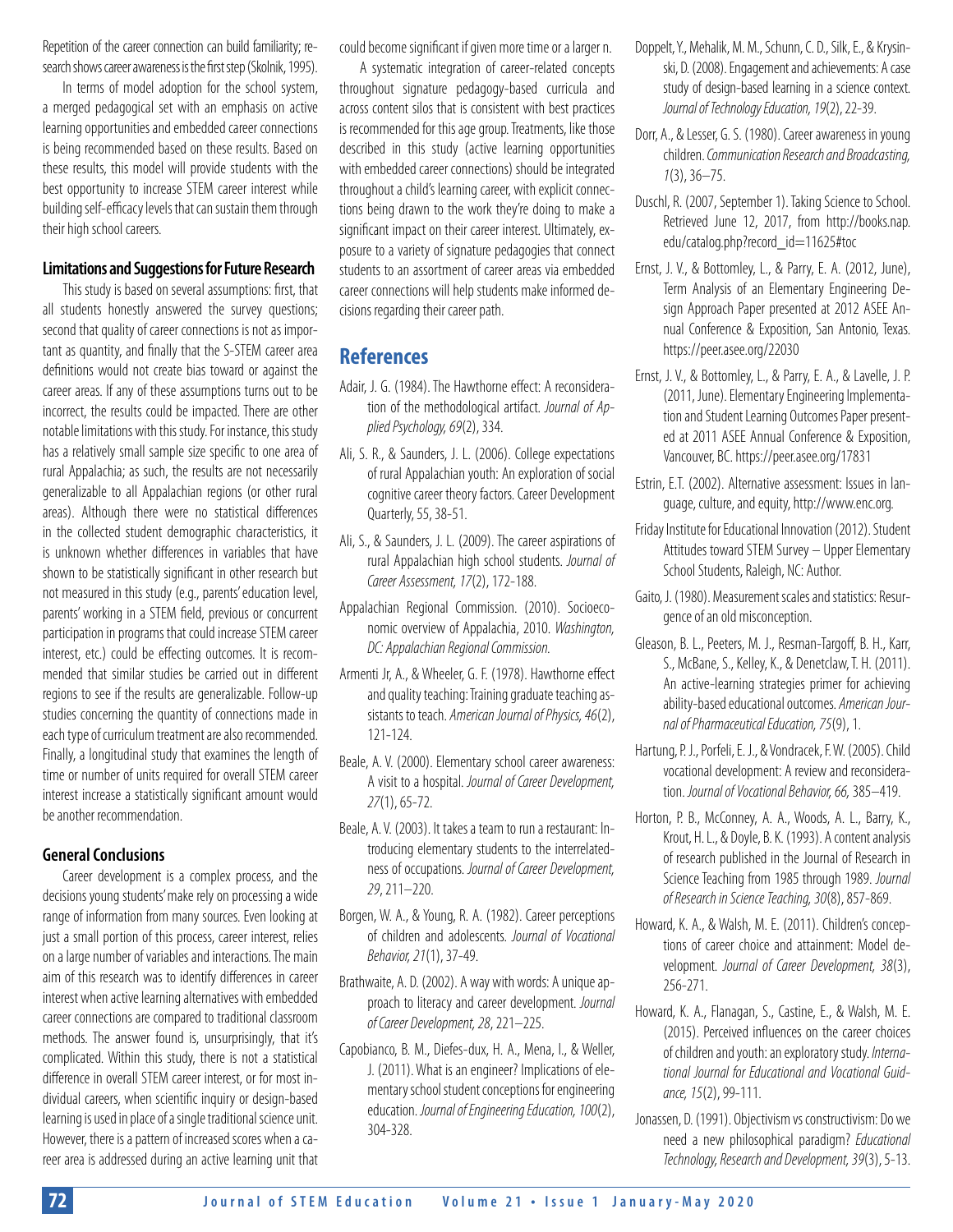Repetition of the career connection can build familiarity; research shows career awareness is the first step (Skolnik, 1995).

In terms of model adoption for the school system, a merged pedagogical set with an emphasis on active learning opportunities and embedded career connections is being recommended based on these results. Based on these results, this model will provide students with the best opportunity to increase STEM career interest while building self-efficacy levels that can sustain them through their high school careers.

### Limitations and Suggestions for Future Research

This study is based on several assumptions: first, that all students honestly answered the survey questions; second that quality of career connections is not as important as quantity, and finally that the S-STEM career area definitions would not create bias toward or against the career areas. If any of these assumptions turns out to be incorrect, the results could be impacted. There are other notable limitations with this study. For instance, this study has a relatively small sample size specific to one area of rural Appalachia; as such, the results are not necessarily generalizable to all Appalachian regions (or other rural areas). Although there were no statistical differences in the collected student demographic characteristics, it is unknown whether differences in variables that have shown to be statistically significant in other research but not measured in this study (e.g., parents' education level, parents' working in a STEM field, previous or concurrent participation in programs that could increase STEM career interest, etc.) could be effecting outcomes. It is recommended that similar studies be carried out in different regions to see if the results are generalizable. Follow-up studies concerning the quantity of connections made in each type of curriculum treatment are also recommended. Finally, a longitudinal study that examines the length of time or number of units required for overall STEM career interest increase a statistically significant amount would be another recommendation.

### General Conclusions

Career development is a complex process, and the decisions young students' make rely on processing a wide range of information from many sources. Even looking at just a small portion of this process, career interest, relies on a large number of variables and interactions. The main aim of this research was to identify differences in career interest when active learning alternatives with embedded career connections are compared to traditional classroom methods. The answer found is, unsurprisingly, that it's complicated. Within this study, there is not a statistical difference in overall STEM career interest, or for most individual careers, when scientific inquiry or design-based learning is used in place of a single traditional science unit. However, there is a pattern of increased scores when a career area is addressed during an active learning unit that could become significant if given more time or a larger n.

A systematic integration of career-related concepts throughout signature pedagogy-based curricula and across content silos that is consistent with best practices is recommended for this age group. Treatments, like those described in this study (active learning opportunities with embedded career connections) should be integrated throughout a child's learning career, with explicit connections being drawn to the work they're doing to make a significant impact on their career interest. Ultimately, exposure to a variety of signature pedagogies that connect students to an assortment of career areas via embedded career connections will help students make informed decisions regarding their career path.

## References

Adair, J. G. (1984). The Hawthorne effect: A reconsideration of the methodological artifact. *Journal of Applied Psychology, 69*(2), 334.

Ali, S. R., & Saunders, J. L. (2006). College expectations of rural Appalachian youth: An exploration of social cognitive career theory factors. Career Development Quarterly, 55, 38-51.

Ali, S., & Saunders, J. L. (2009). The career aspirations of rural Appalachian high school students. *Journal of Career Assessment, 17*(2), 172-188.

Appalachian Regional Commission. (2010). Socioeconomic overview of Appalachia, 2010. *Washington, DC: Appalachian Regional Commission.*

Armenti Jr, A., & Wheeler, G. F. (1978). Hawthorne effect and quality teaching: Training graduate teaching assistants to teach. *American Journal of Physics, 46*(2), 121-124.

Beale, A. V. (2000). Elementary school career awareness: A visit to a hospital. *Journal of Career Development, 27*(1), 65-72.

Beale, A. V. (2003). It takes a team to run a restaurant: Introducing elementary students to the interrelatedness of occupations. *Journal of Career Development, 29*, 211–220.

Borgen, W. A., & Young, R. A. (1982). Career perceptions of children and adolescents. *Journal of Vocational Behavior, 21*(1), 37-49.

Brathwaite, A. D. (2002). A way with words: A unique approach to literacy and career development. *Journal of Career Development, 28*, 221–225.

Capobianco, B. M., Diefes-dux, H. A., Mena, I., & Weller, J. (2011). What is an engineer? Implications of elementary school student conceptions for engineering education. *Journal of Engineering Education, 100*(2), 304-328.

Doppelt, Y., Mehalik, M. M., Schunn, C. D., Silk, E., & Krysinski, D. (2008). Engagement and achievements: A case study of design-based learning in a science context. *Journal of Technology Education, 19*(2), 22-39.

Dorr, A., & Lesser, G. S. (1980). Career awareness in young children. *Communication Research and Broadcasting, 1*(3), 36–75.

Duschl, R. (2007, September 1). Taking Science to School. Retrieved June 12, 2017, from http://books.nap.edu/catalog.php?record_id=11625#toc

Ernst, J. V., & Bottomley, L., & Parry, E. A. (2012, June), Term Analysis of an Elementary Engineering Design Approach Paper presented at 2012 ASEE Annual Conference & Exposition, San Antonio, Texas. https://peer.asee.org/22030

Ernst, J. V., & Bottomley, L., & Parry, E. A., & Lavelle, J. P. (2011, June). Elementary Engineering Implementation and Student Learning Outcomes Paper presented at 2011 ASEE Annual Conference & Exposition, Vancouver, BC. https://peer.asee.org/17831

Estrin, E.T. (2002). Alternative assessment: Issues in language, culture, and equity, http://www.enc.org.

Friday Institute for Educational Innovation (2012). Student Attitudes toward STEM Survey – Upper Elementary School Students, Raleigh, NC: Author.

Gaito, J. (1980). Measurement scales and statistics: Resurgence of an old misconception.

Gleason, B. L., Peeters, M. J., Resman-Targoff, B. H., Karr, S., McBane, S., Kelley, K., & Denetclaw, T. H. (2011). An active-learning strategies primer for achieving ability-based educational outcomes. *American Journal of Pharmaceutical Education, 75*(9), 1.

Hartung, P. J., Porfeli, E. J., & Vondracek, F. W. (2005). Child vocational development: A review and reconsideration. *Journal of Vocational Behavior, 66*, 385–419.

Horton, P. B., McConney, A. A., Woods, A. L., Barry, K., Krout, H. L., & Doyle, B. K. (1993). A content analysis of research published in the Journal of Research in Science Teaching from 1985 through 1989. *Journal of Research in Science Teaching, 30*(8), 857-869.

Howard, K. A., & Walsh, M. E. (2011). Children's conceptions of career choice and attainment: Model development. *Journal of Career Development, 38*(3), 256-271.

Howard, K. A., Flanagan, S., Castine, E., & Walsh, M. E. (2015). Perceived influences on the career choices of children and youth: an exploratory study. *International Journal for Educational and Vocational Guidance, 15*(2), 99-111.

Jonassen, D. (1991). Objectivism vs constructivism: Do we need a new philosophical paradigm? *Educational Technology, Research and Development, 39*(3), 5-13.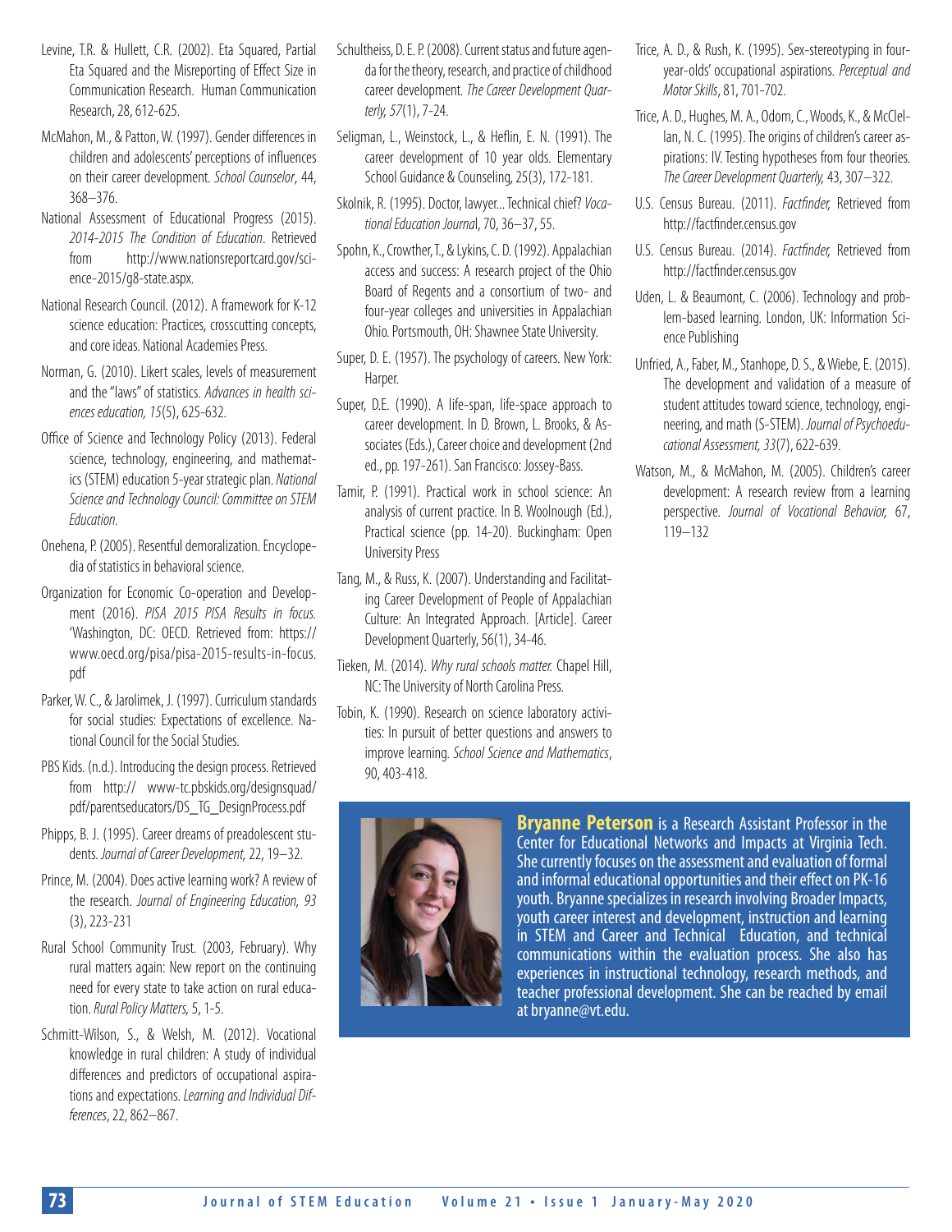Levine, T.R. & Hullett, C.R. (2002). Eta Squared, Partial Eta Squared and the Misreporting of Effect Size in Communication Research. Human Communication Research, 28, 612-625.

McMahon, M., & Patton, W. (1997). Gender differences in children and adolescents' perceptions of influences on their career development. *School Counselor*, 44, 368–376.

National Assessment of Educational Progress (2015). *2014-2015 The Condition of Education*. Retrieved from http://www.nationsreportcard.gov/science-2015/g8-state.aspx.

National Research Council. (2012). A framework for K-12 science education: Practices, crosscutting concepts, and core ideas. National Academies Press.

Norman, G. (2010). Likert scales, levels of measurement and the "laws" of statistics. *Advances in health sciences education, 15*(5), 625-632.

Office of Science and Technology Policy (2013). Federal science, technology, engineering, and mathematics (STEM) education 5-year strategic plan. *National Science and Technology Council: Committee on STEM Education.*

Onehena, P. (2005). Resentful demoralization. Encyclopedia of statistics in behavioral science.

Organization for Economic Co-operation and Development (2016). *PISA 2015 PISA Results in focus.* 'Washington, DC: OECD. Retrieved from: https://www.oecd.org/pisa/pisa-2015-results-in-focus.pdf

Parker, W. C., & Jarolimek, J. (1997). Curriculum standards for social studies: Expectations of excellence. National Council for the Social Studies.

PBS Kids. (n.d.). Introducing the design process. Retrieved from http:// www-tc.pbskids.org/designsquad/pdf/parentseducators/DS_TG_DesignProcess.pdf

Phipps, B. J. (1995). Career dreams of preadolescent students. *Journal of Career Development,* 22, 19–32.

Prince, M. (2004). Does active learning work? A review of the research. *Journal of Engineering Education, 93* (3), 223-231

Rural School Community Trust. (2003, February). Why rural matters again: New report on the continuing need for every state to take action on rural education. *Rural Policy Matters,* 5, 1-5.

Schmitt-Wilson, S., & Welsh, M. (2012). Vocational knowledge in rural children: A study of individual differences and predictors of occupational aspirations and expectations. *Learning and Individual Differences*, 22, 862–867.

Schultheiss, D. E. P. (2008). Current status and future agenda for the theory, research, and practice of childhood career development. *The Career Development Quarterly, 57*(1), 7-24.

Seligman, L., Weinstock, L., & Heflin, E. N. (1991). The career development of 10 year olds. Elementary School Guidance & Counseling, 25(3), 172-181.

Skolnik, R. (1995). Doctor, lawyer... Technical chief? *Vocational Education Journal*, 70, 36–37, 55.

Spohn, K., Crowther, T., & Lykins, C. D. (1992). Appalachian access and success: A research project of the Ohio Board of Regents and a consortium of two- and four-year colleges and universities in Appalachian Ohio. Portsmouth, OH: Shawnee State University.

Super, D. E. (1957). The psychology of careers. New York: Harper.

Super, D.E. (1990). A life-span, life-space approach to career development. In D. Brown, L. Brooks, & Associates (Eds.), Career choice and development (2nd ed., pp. 197-261). San Francisco: Jossey-Bass.

Tamir, P. (1991). Practical work in school science: An analysis of current practice. In B. Woolnough (Ed.), Practical science (pp. 14-20). Buckingham: Open University Press

Tang, M., & Russ, K. (2007). Understanding and Facilitating Career Development of People of Appalachian Culture: An Integrated Approach. [Article]. Career Development Quarterly, 56(1), 34-46.

Tieken, M. (2014). *Why rural schools matter.* Chapel Hill, NC: The University of North Carolina Press.

Tobin, K. (1990). Research on science laboratory activities: In pursuit of better questions and answers to improve learning. *School Science and Mathematics*, 90, 403-418.

Trice, A. D., & Rush, K. (1995). Sex-stereotyping in four-year-olds' occupational aspirations. *Perceptual and Motor Skills*, 81, 701-702.

Trice, A. D., Hughes, M. A., Odom, C., Woods, K., & McClellan, N. C. (1995). The origins of children's career aspirations: IV. Testing hypotheses from four theories. *The Career Development Quarterly,* 43, 307–322.

U.S. Census Bureau. (2011). *Factfinder,* Retrieved from http://factfinder.census.gov

U.S. Census Bureau. (2014). *Factfinder,* Retrieved from http://factfinder.census.gov

Uden, L. & Beaumont, C. (2006). Technology and problem-based learning. London, UK: Information Science Publishing

Unfried, A., Faber, M., Stanhope, D. S., & Wiebe, E. (2015). The development and validation of a measure of student attitudes toward science, technology, engineering, and math (S-STEM). *Journal of Psychoeducational Assessment, 33*(7), 622-639.

Watson, M., & McMahon, M. (2005). Children's career development: A research review from a learning perspective. *Journal of Vocational Behavior,* 67, 119–132

**Bryanne Peterson** is a Research Assistant Professor in the Center for Educational Networks and Impacts at Virginia Tech. She currently focuses on the assessment and evaluation of formal and informal educational opportunities and their effect on PK-16 youth. Bryanne specializes in research involving Broader Impacts, youth career interest and development, instruction and learning in STEM and Career and Technical Education, and technical communications within the evaluation process. She also has experiences in instructional technology, research methods, and teacher professional development. She can be reached by email at bryanne@vt.edu.